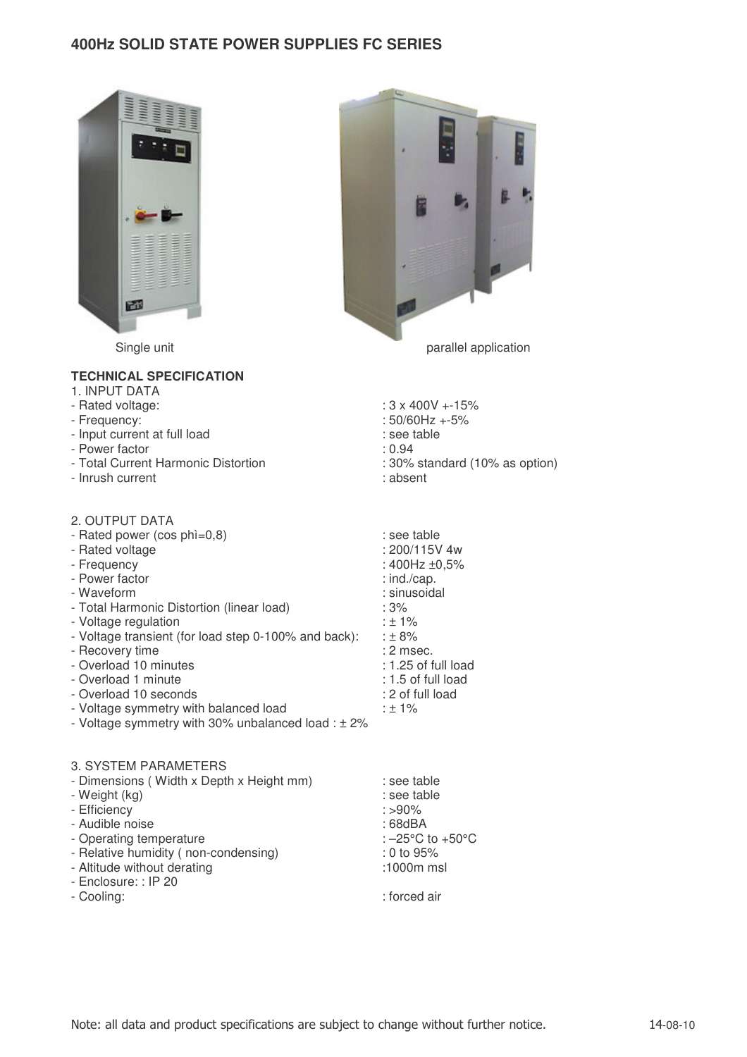# 400Hz SOLID STATE POWER SUPPLIES FC SERIES

Single unit

parallel application

**TECHNICAL SPECIFICATION**

1. INPUT DATA

- Rated voltage: : 3 x 400V +-15%
- Frequency: : 50/60Hz +-5%
- Input current at full load : see table
- Power factor : 0.94
- Total Current Harmonic Distortion : 30% standard (10% as option)
- Inrush current : absent

2. OUTPUT DATA

- Rated power (cos phì=0,8) : see table
- Rated voltage : 200/115V 4w
- Frequency : 400Hz ±0,5%
- Power factor : ind./cap.
- Waveform : sinusoidal
- Total Harmonic Distortion (linear load) : 3%
- Voltage regulation : ± 1%
- Voltage transient (for load step 0-100% and back): : ± 8%
- Recovery time : 2 msec.
- Overload 10 minutes : 1.25 of full load
- Overload 1 minute : 1.5 of full load
- Overload 10 seconds : 2 of full load
- Voltage symmetry with balanced load : ± 1%
- Voltage symmetry with 30% unbalanced load : ± 2%

3. SYSTEM PARAMETERS

- Dimensions ( Width x Depth x Height mm) : see table
- Weight (kg) : see table
- Efficiency : >90%
- Audible noise : 68dBA
- Operating temperature : –25°C to +50°C
- Relative humidity ( non-condensing) : 0 to 95%
- Altitude without derating :1000m msl
- Enclosure: : IP 20
- Cooling: : forced air

Note: all data and product specifications are subject to change without further notice.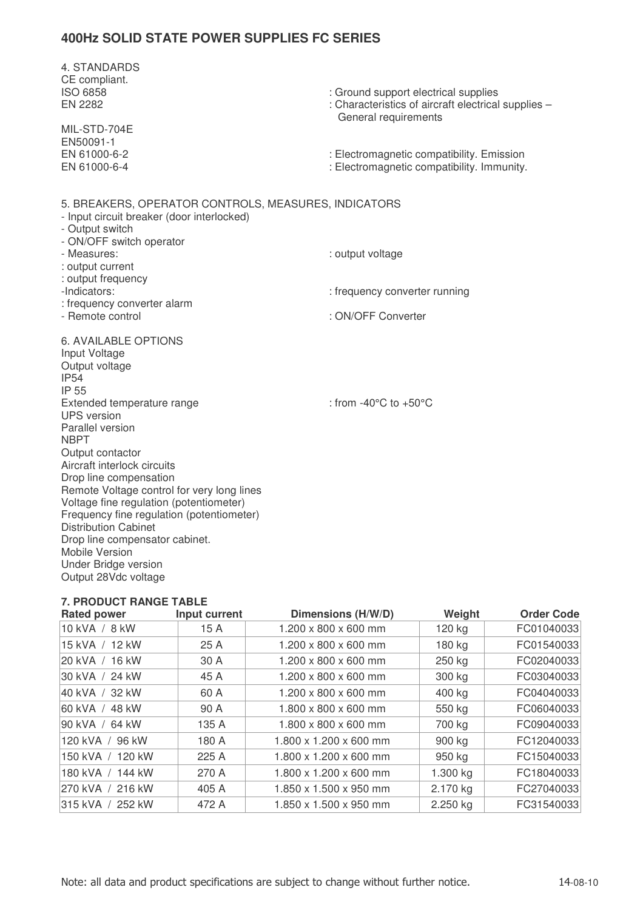## 400Hz SOLID STATE POWER SUPPLIES FC SERIES

4. STANDARDS

CE compliant.

ISO 6858 : Ground support electrical supplies

EN 2282 : Characteristics of aircraft electrical supplies – General requirements

MIL-STD-704E

EN50091-1

EN 61000-6-2 : Electromagnetic compatibility. Emission

EN 61000-6-4 : Electromagnetic compatibility. Immunity.

5. BREAKERS, OPERATOR CONTROLS, MEASURES, INDICATORS

- Input circuit breaker (door interlocked)
- Output switch
- ON/OFF switch operator
- Measures: : output voltage

: output current

: output frequency

-Indicators: : frequency converter running

: frequency converter alarm

- Remote control : ON/OFF Converter

6. AVAILABLE OPTIONS

Input Voltage

Output voltage

IP54

IP 55

Extended temperature range : from -40°C to +50°C

UPS version

Parallel version

NBPT

Output contactor

Aircraft interlock circuits

Drop line compensation

Remote Voltage control for very long lines

Voltage fine regulation (potentiometer)

Frequency fine regulation (potentiometer)

Distribution Cabinet

Drop line compensator cabinet.

Mobile Version

Under Bridge version

Output 28Vdc voltage

**7. PRODUCT RANGE TABLE**

| Rated power | Input current | Dimensions (H/W/D) | Weight | Order Code |
|---|---|---|---|---|
| 10 kVA / 8 kW | 15 A | 1.200 x 800 x 600 mm | 120 kg | FC01040033 |
| 15 kVA / 12 kW | 25 A | 1.200 x 800 x 600 mm | 180 kg | FC01540033 |
| 20 kVA / 16 kW | 30 A | 1.200 x 800 x 600 mm | 250 kg | FC02040033 |
| 30 kVA / 24 kW | 45 A | 1.200 x 800 x 600 mm | 300 kg | FC03040033 |
| 40 kVA / 32 kW | 60 A | 1.200 x 800 x 600 mm | 400 kg | FC04040033 |
| 60 kVA / 48 kW | 90 A | 1.800 x 800 x 600 mm | 550 kg | FC06040033 |
| 90 kVA / 64 kW | 135 A | 1.800 x 800 x 600 mm | 700 kg | FC09040033 |
| 120 kVA / 96 kW | 180 A | 1.800 x 1.200 x 600 mm | 900 kg | FC12040033 |
| 150 kVA / 120 kW | 225 A | 1.800 x 1.200 x 600 mm | 950 kg | FC15040033 |
| 180 kVA / 144 kW | 270 A | 1.800 x 1.200 x 600 mm | 1.300 kg | FC18040033 |
| 270 kVA / 216 kW | 405 A | 1.850 x 1.500 x 950 mm | 2.170 kg | FC27040033 |
| 315 kVA / 252 kW | 472 A | 1.850 x 1.500 x 950 mm | 2.250 kg | FC31540033 |

Note: all data and product specifications are subject to change without further notice. 14-08-10